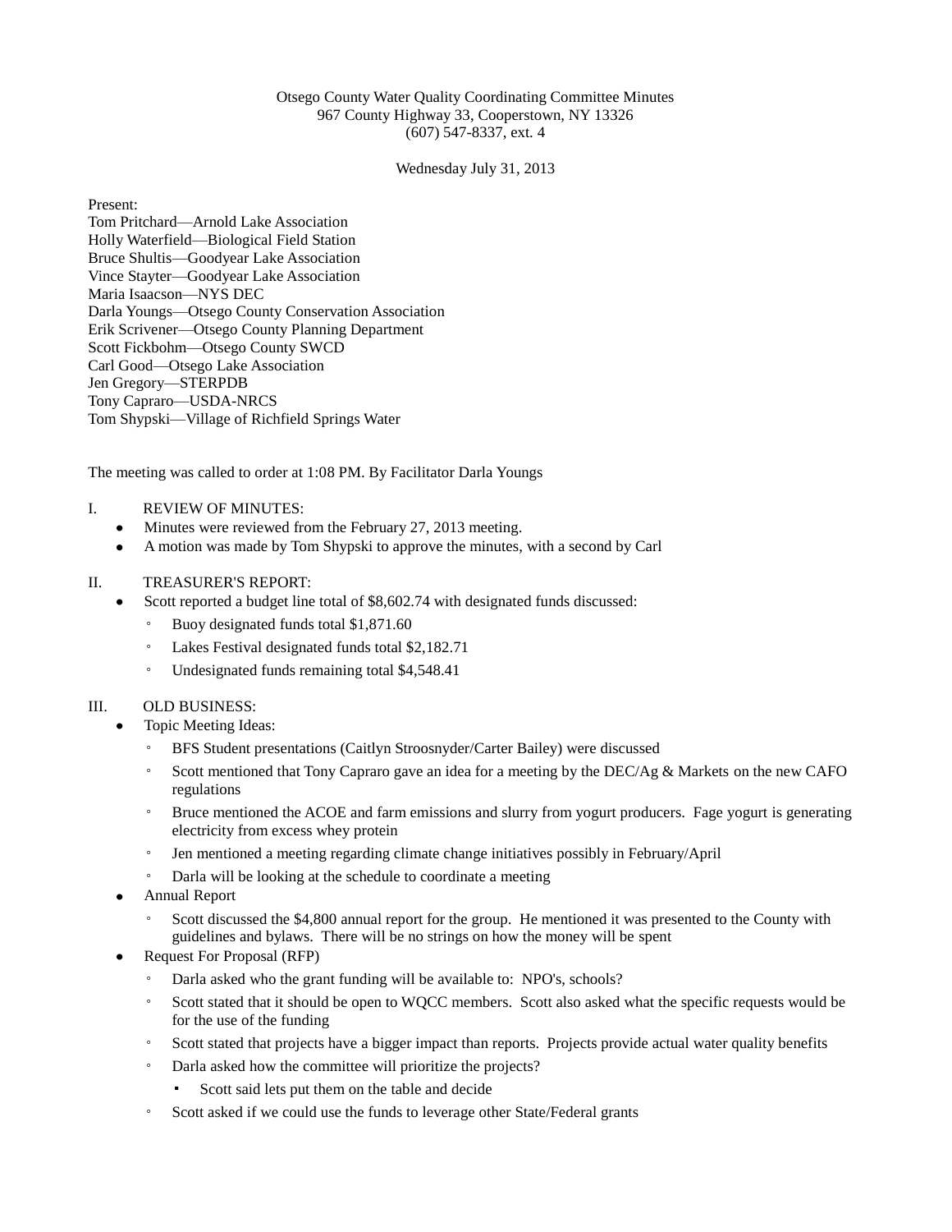Otsego County Water Quality Coordinating Committee Minutes
967 County Highway 33, Cooperstown, NY 13326
(607) 547-8337, ext. 4

Wednesday July 31, 2013

Present:
Tom Pritchard—Arnold Lake Association
Holly Waterfield—Biological Field Station
Bruce Shultis—Goodyear Lake Association
Vince Stayter—Goodyear Lake Association
Maria Isaacson—NYS DEC
Darla Youngs—Otsego County Conservation Association
Erik Scrivener—Otsego County Planning Department
Scott Fickbohm—Otsego County SWCD
Carl Good—Otsego Lake Association
Jen Gregory—STERPDB
Tony Capraro—USDA-NRCS
Tom Shypski—Village of Richfield Springs Water

The meeting was called to order at 1:08 PM. By Facilitator Darla Youngs

I. REVIEW OF MINUTES:

- Minutes were reviewed from the February 27, 2013 meeting.
- A motion was made by Tom Shypski to approve the minutes, with a second by Carl

II. TREASURER'S REPORT:

- Scott reported a budget line total of $8,602.74 with designated funds discussed:
  - Buoy designated funds total $1,871.60
  - Lakes Festival designated funds total $2,182.71
  - Undesignated funds remaining total $4,548.41

III. OLD BUSINESS:

- Topic Meeting Ideas:
  - BFS Student presentations (Caitlyn Stroosnyder/Carter Bailey) were discussed
  - Scott mentioned that Tony Capraro gave an idea for a meeting by the DEC/Ag & Markets on the new CAFO regulations
  - Bruce mentioned the ACOE and farm emissions and slurry from yogurt producers. Fage yogurt is generating electricity from excess whey protein
  - Jen mentioned a meeting regarding climate change initiatives possibly in February/April
  - Darla will be looking at the schedule to coordinate a meeting
- Annual Report
  - Scott discussed the $4,800 annual report for the group. He mentioned it was presented to the County with guidelines and bylaws. There will be no strings on how the money will be spent
- Request For Proposal (RFP)
  - Darla asked who the grant funding will be available to: NPO's, schools?
  - Scott stated that it should be open to WQCC members. Scott also asked what the specific requests would be for the use of the funding
  - Scott stated that projects have a bigger impact than reports. Projects provide actual water quality benefits
  - Darla asked how the committee will prioritize the projects?
    - Scott said lets put them on the table and decide
  - Scott asked if we could use the funds to leverage other State/Federal grants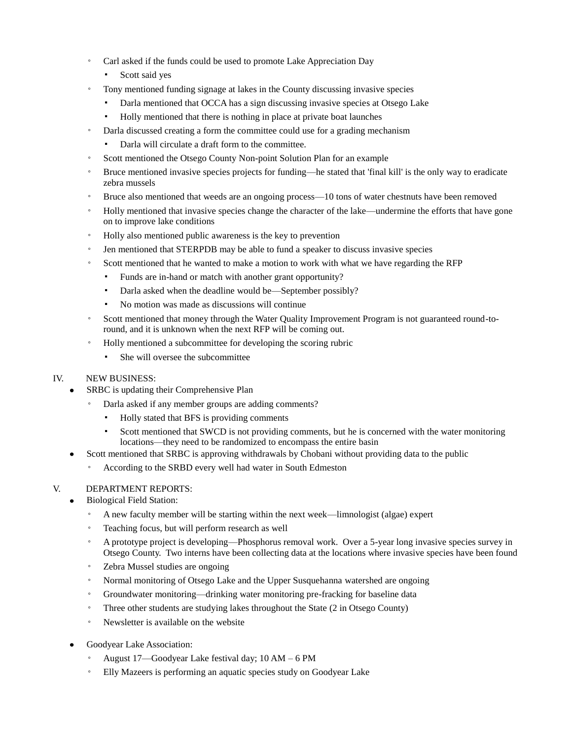- Carl asked if the funds could be used to promote Lake Appreciation Day
    - Scott said yes
  - Tony mentioned funding signage at lakes in the County discussing invasive species
    - Darla mentioned that OCCA has a sign discussing invasive species at Otsego Lake
    - Holly mentioned that there is nothing in place at private boat launches
  - Darla discussed creating a form the committee could use for a grading mechanism
    - Darla will circulate a draft form to the committee.
  - Scott mentioned the Otsego County Non-point Solution Plan for an example
  - Bruce mentioned invasive species projects for funding—he stated that 'final kill' is the only way to eradicate zebra mussels
  - Bruce also mentioned that weeds are an ongoing process—10 tons of water chestnuts have been removed
  - Holly mentioned that invasive species change the character of the lake—undermine the efforts that have gone on to improve lake conditions
  - Holly also mentioned public awareness is the key to prevention
  - Jen mentioned that STERPDB may be able to fund a speaker to discuss invasive species
  - Scott mentioned that he wanted to make a motion to work with what we have regarding the RFP
    - Funds are in-hand or match with another grant opportunity?
    - Darla asked when the deadline would be—September possibly?
    - No motion was made as discussions will continue
  - Scott mentioned that money through the Water Quality Improvement Program is not guaranteed round-to-round, and it is unknown when the next RFP will be coming out.
  - Holly mentioned a subcommittee for developing the scoring rubric
    - She will oversee the subcommittee

IV. NEW BUSINESS:

- SRBC is updating their Comprehensive Plan
  - Darla asked if any member groups are adding comments?
    - Holly stated that BFS is providing comments
    - Scott mentioned that SWCD is not providing comments, but he is concerned with the water monitoring locations—they need to be randomized to encompass the entire basin
- Scott mentioned that SRBC is approving withdrawals by Chobani without providing data to the public
  - According to the SRBD every well had water in South Edmeston

V. DEPARTMENT REPORTS:

- Biological Field Station:
  - A new faculty member will be starting within the next week—limnologist (algae) expert
  - Teaching focus, but will perform research as well
  - A prototype project is developing—Phosphorus removal work. Over a 5-year long invasive species survey in Otsego County. Two interns have been collecting data at the locations where invasive species have been found
  - Zebra Mussel studies are ongoing
  - Normal monitoring of Otsego Lake and the Upper Susquehanna watershed are ongoing
  - Groundwater monitoring—drinking water monitoring pre-fracking for baseline data
  - Three other students are studying lakes throughout the State (2 in Otsego County)
  - Newsletter is available on the website

- Goodyear Lake Association:
  - August 17—Goodyear Lake festival day; 10 AM – 6 PM
  - Elly Mazeers is performing an aquatic species study on Goodyear Lake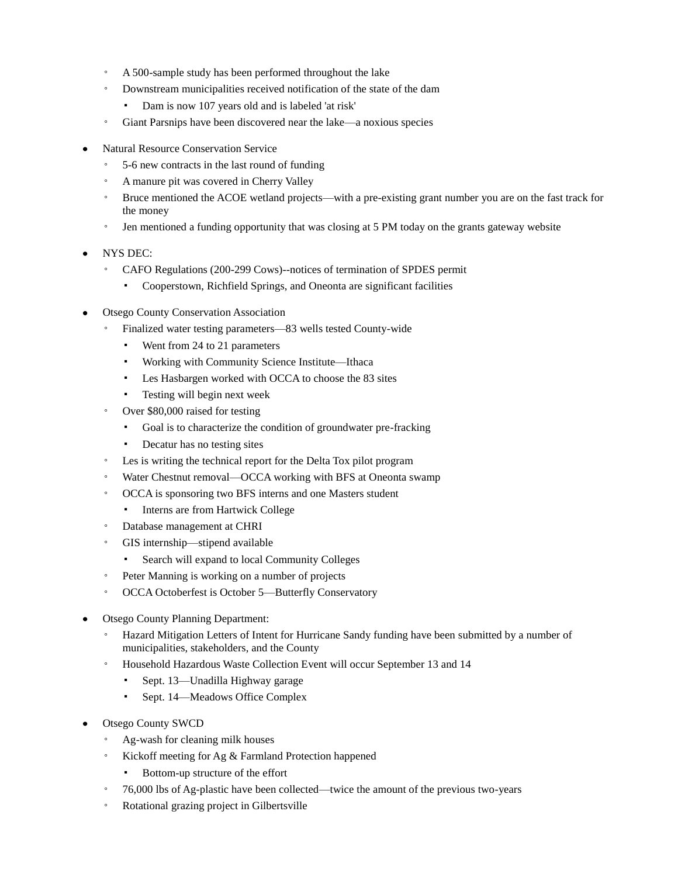- A 500-sample study has been performed throughout the lake
    - Downstream municipalities received notification of the state of the dam
        - Dam is now 107 years old and is labeled 'at risk'
    - Giant Parsnips have been discovered near the lake—a noxious species

- Natural Resource Conservation Service
    - 5-6 new contracts in the last round of funding
    - A manure pit was covered in Cherry Valley
    - Bruce mentioned the ACOE wetland projects—with a pre-existing grant number you are on the fast track for the money
    - Jen mentioned a funding opportunity that was closing at 5 PM today on the grants gateway website

- NYS DEC:
    - CAFO Regulations (200-299 Cows)--notices of termination of SPDES permit
        - Cooperstown, Richfield Springs, and Oneonta are significant facilities

- Otsego County Conservation Association
    - Finalized water testing parameters—83 wells tested County-wide
        - Went from 24 to 21 parameters
        - Working with Community Science Institute—Ithaca
        - Les Hasbargen worked with OCCA to choose the 83 sites
        - Testing will begin next week
    - Over $80,000 raised for testing
        - Goal is to characterize the condition of groundwater pre-fracking
        - Decatur has no testing sites
    - Les is writing the technical report for the Delta Tox pilot program
    - Water Chestnut removal—OCCA working with BFS at Oneonta swamp
    - OCCA is sponsoring two BFS interns and one Masters student
        - Interns are from Hartwick College
    - Database management at CHRI
    - GIS internship—stipend available
        - Search will expand to local Community Colleges
    - Peter Manning is working on a number of projects
    - OCCA Octoberfest is October 5—Butterfly Conservatory

- Otsego County Planning Department:
    - Hazard Mitigation Letters of Intent for Hurricane Sandy funding have been submitted by a number of municipalities, stakeholders, and the County
    - Household Hazardous Waste Collection Event will occur September 13 and 14
        - Sept. 13—Unadilla Highway garage
        - Sept. 14—Meadows Office Complex

- Otsego County SWCD
    - Ag-wash for cleaning milk houses
    - Kickoff meeting for Ag & Farmland Protection happened
        - Bottom-up structure of the effort
    - 76,000 lbs of Ag-plastic have been collected—twice the amount of the previous two-years
    - Rotational grazing project in Gilbertsville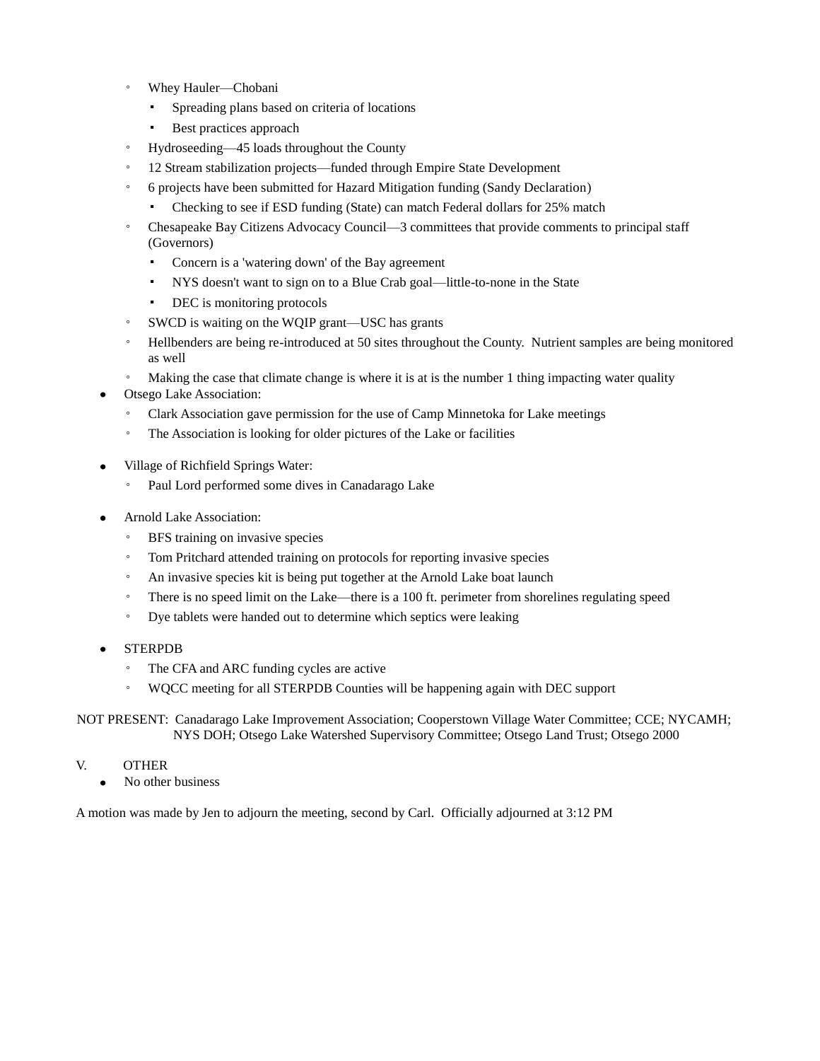- Whey Hauler—Chobani
    - Spreading plans based on criteria of locations
    - Best practices approach
- Hydroseeding—45 loads throughout the County
- 12 Stream stabilization projects—funded through Empire State Development
- 6 projects have been submitted for Hazard Mitigation funding (Sandy Declaration)
    - Checking to see if ESD funding (State) can match Federal dollars for 25% match
- Chesapeake Bay Citizens Advocacy Council—3 committees that provide comments to principal staff (Governors)
    - Concern is a 'watering down' of the Bay agreement
    - NYS doesn't want to sign on to a Blue Crab goal—little-to-none in the State
    - DEC is monitoring protocols
- SWCD is waiting on the WQIP grant—USC has grants
- Hellbenders are being re-introduced at 50 sites throughout the County. Nutrient samples are being monitored as well
- Making the case that climate change is where it is at is the number 1 thing impacting water quality

- Otsego Lake Association:
    - Clark Association gave permission for the use of Camp Minnetoka for Lake meetings
    - The Association is looking for older pictures of the Lake or facilities

- Village of Richfield Springs Water:
    - Paul Lord performed some dives in Canadarago Lake

- Arnold Lake Association:
    - BFS training on invasive species
    - Tom Pritchard attended training on protocols for reporting invasive species
    - An invasive species kit is being put together at the Arnold Lake boat launch
    - There is no speed limit on the Lake—there is a 100 ft. perimeter from shorelines regulating speed
    - Dye tablets were handed out to determine which septics were leaking

- STERPDB
    - The CFA and ARC funding cycles are active
    - WQCC meeting for all STERPDB Counties will be happening again with DEC support

NOT PRESENT: Canadarago Lake Improvement Association; Cooperstown Village Water Committee; CCE; NYCAMH; NYS DOH; Otsego Lake Watershed Supervisory Committee; Otsego Land Trust; Otsego 2000

V. OTHER

- No other business

A motion was made by Jen to adjourn the meeting, second by Carl. Officially adjourned at 3:12 PM